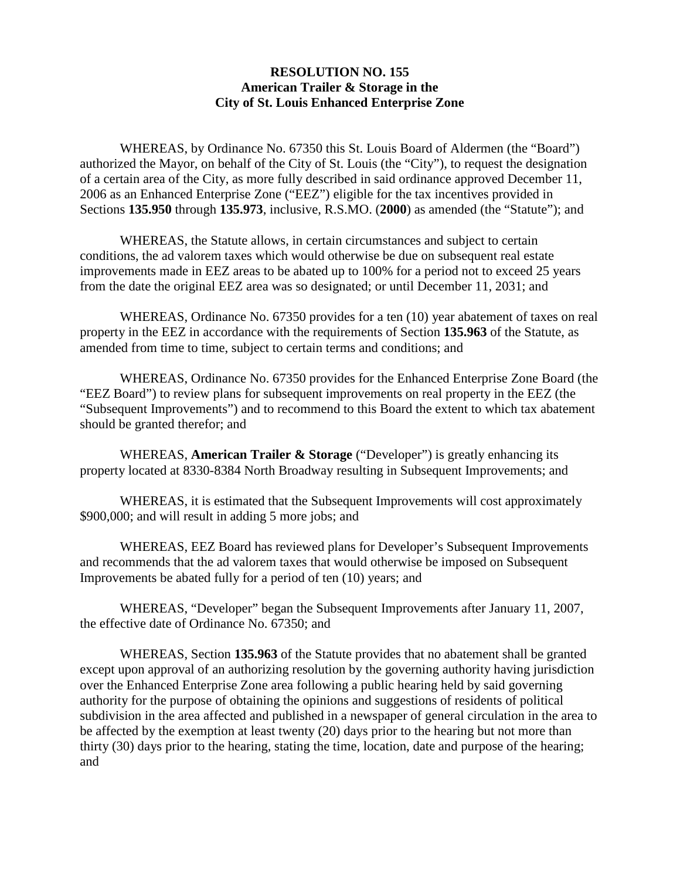**RESOLUTION NO. 155**
**American Trailer & Storage in the**
**City of St. Louis Enhanced Enterprise Zone**

WHEREAS, by Ordinance No. 67350 this St. Louis Board of Aldermen (the "Board") authorized the Mayor, on behalf of the City of St. Louis (the "City"), to request the designation of a certain area of the City, as more fully described in said ordinance approved December 11, 2006 as an Enhanced Enterprise Zone ("EEZ") eligible for the tax incentives provided in Sections **135.950** through **135.973**, inclusive, R.S.MO. (**2000**) as amended (the "Statute"); and

WHEREAS, the Statute allows, in certain circumstances and subject to certain conditions, the ad valorem taxes which would otherwise be due on subsequent real estate improvements made in EEZ areas to be abated up to 100% for a period not to exceed 25 years from the date the original EEZ area was so designated; or until December 11, 2031; and

WHEREAS, Ordinance No. 67350 provides for a ten (10) year abatement of taxes on real property in the EEZ in accordance with the requirements of Section **135.963** of the Statute, as amended from time to time, subject to certain terms and conditions; and

WHEREAS, Ordinance No. 67350 provides for the Enhanced Enterprise Zone Board (the "EEZ Board") to review plans for subsequent improvements on real property in the EEZ (the "Subsequent Improvements") and to recommend to this Board the extent to which tax abatement should be granted therefor; and

WHEREAS, **American Trailer & Storage** ("Developer") is greatly enhancing its property located at 8330-8384 North Broadway resulting in Subsequent Improvements; and

WHEREAS, it is estimated that the Subsequent Improvements will cost approximately $900,000; and will result in adding 5 more jobs; and

WHEREAS, EEZ Board has reviewed plans for Developer's Subsequent Improvements and recommends that the ad valorem taxes that would otherwise be imposed on Subsequent Improvements be abated fully for a period of ten (10) years; and

WHEREAS, "Developer" began the Subsequent Improvements after January 11, 2007, the effective date of Ordinance No. 67350; and

WHEREAS, Section **135.963** of the Statute provides that no abatement shall be granted except upon approval of an authorizing resolution by the governing authority having jurisdiction over the Enhanced Enterprise Zone area following a public hearing held by said governing authority for the purpose of obtaining the opinions and suggestions of residents of political subdivision in the area affected and published in a newspaper of general circulation in the area to be affected by the exemption at least twenty (20) days prior to the hearing but not more than thirty (30) days prior to the hearing, stating the time, location, date and purpose of the hearing; and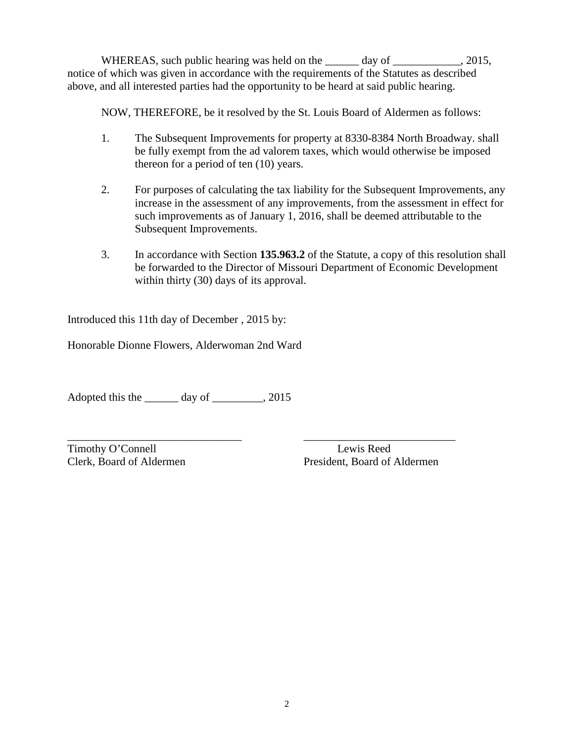WHEREAS, such public hearing was held on the ______ day of ____________, 2015, notice of which was given in accordance with the requirements of the Statutes as described above, and all interested parties had the opportunity to be heard at said public hearing.

NOW, THEREFORE, be it resolved by the St. Louis Board of Aldermen as follows:

1. The Subsequent Improvements for property at 8330-8384 North Broadway. shall be fully exempt from the ad valorem taxes, which would otherwise be imposed thereon for a period of ten (10) years.

2. For purposes of calculating the tax liability for the Subsequent Improvements, any increase in the assessment of any improvements, from the assessment in effect for such improvements as of January 1, 2016, shall be deemed attributable to the Subsequent Improvements.

3. In accordance with Section **135.963.2** of the Statute, a copy of this resolution shall be forwarded to the Director of Missouri Department of Economic Development within thirty (30) days of its approval.

Introduced this 11th day of December , 2015 by:

Honorable Dionne Flowers, Alderwoman 2nd Ward

Adopted this the ______ day of _________, 2015

_______________________________ 
Timothy O'Connell 
Clerk, Board of Aldermen

___________________________ 
Lewis Reed 
President, Board of Aldermen